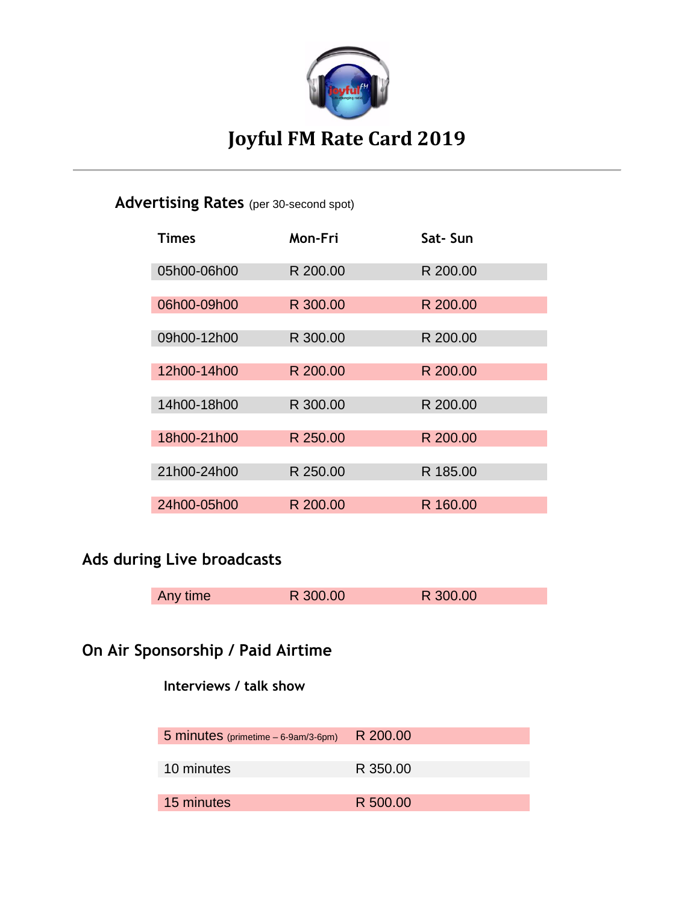# Joyful FM Rate Card 2019

## Advertising Rates (per 30-second spot)

| Times | Mon-Fri | Sat- Sun |
|---|---|---|
| 05h00-06h00 | R 200.00 | R 200.00 |
| 06h00-09h00 | R 300.00 | R 200.00 |
| 09h00-12h00 | R 300.00 | R 200.00 |
| 12h00-14h00 | R 200.00 | R 200.00 |
| 14h00-18h00 | R 300.00 | R 200.00 |
| 18h00-21h00 | R 250.00 | R 200.00 |
| 21h00-24h00 | R 250.00 | R 185.00 |
| 24h00-05h00 | R 200.00 | R 160.00 |

## Ads during Live broadcasts

| | | |
|---|---|---|
| Any time | R 300.00 | R 300.00 |

## On Air Sponsorship / Paid Airtime

### Interviews / talk show

| | |
|---|---|
| 5 minutes (primetime – 6-9am/3-6pm) | R 200.00 |
| 10 minutes | R 350.00 |
| 15 minutes | R 500.00 |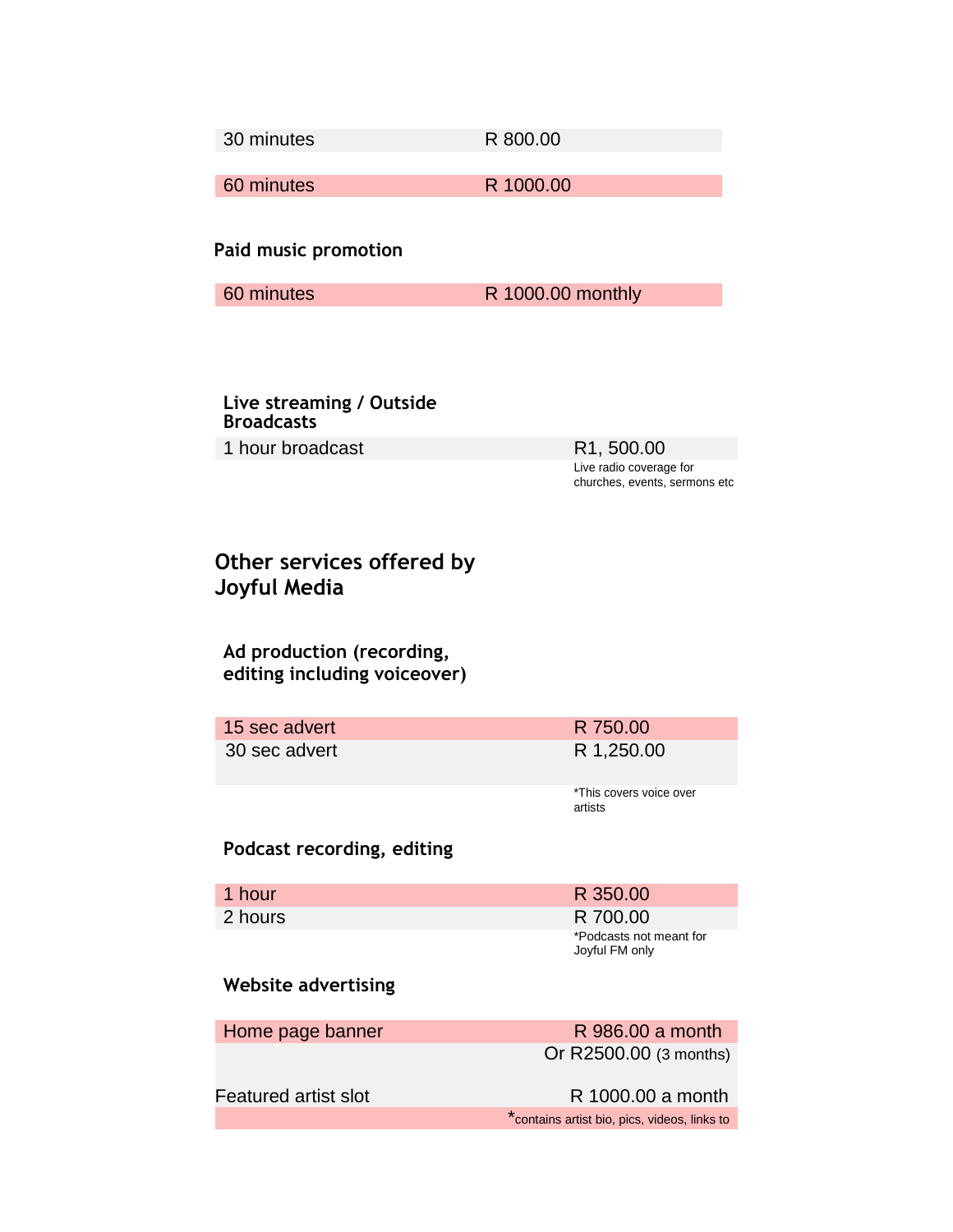| 30 minutes | R 800.00 |
|---|---|
| 60 minutes | R 1000.00 |

**Paid music promotion**

| 60 minutes | R 1000.00 monthly |
|---|---|

**Live streaming / Outside Broadcasts**

| 1 hour broadcast | R1, 500.00 |
|---|---|
| | Live radio coverage for churches, events, sermons etc |

## Other services offered by Joyful Media

**Ad production (recording, editing including voiceover)**

| 15 sec advert | R 750.00 |
|---|---|
| 30 sec advert | R 1,250.00 |
| | *This covers voice over artists |

**Podcast recording, editing**

| 1 hour | R 350.00 |
|---|---|
| 2 hours | R 700.00 |
| | *Podcasts not meant for Joyful FM only |

**Website advertising**

| Home page banner | R 986.00 a month |
|---|---|
| | Or R2500.00 (3 months) |
| Featured artist slot | R 1000.00 a month |
| | *contains artist bio, pics, videos, links to |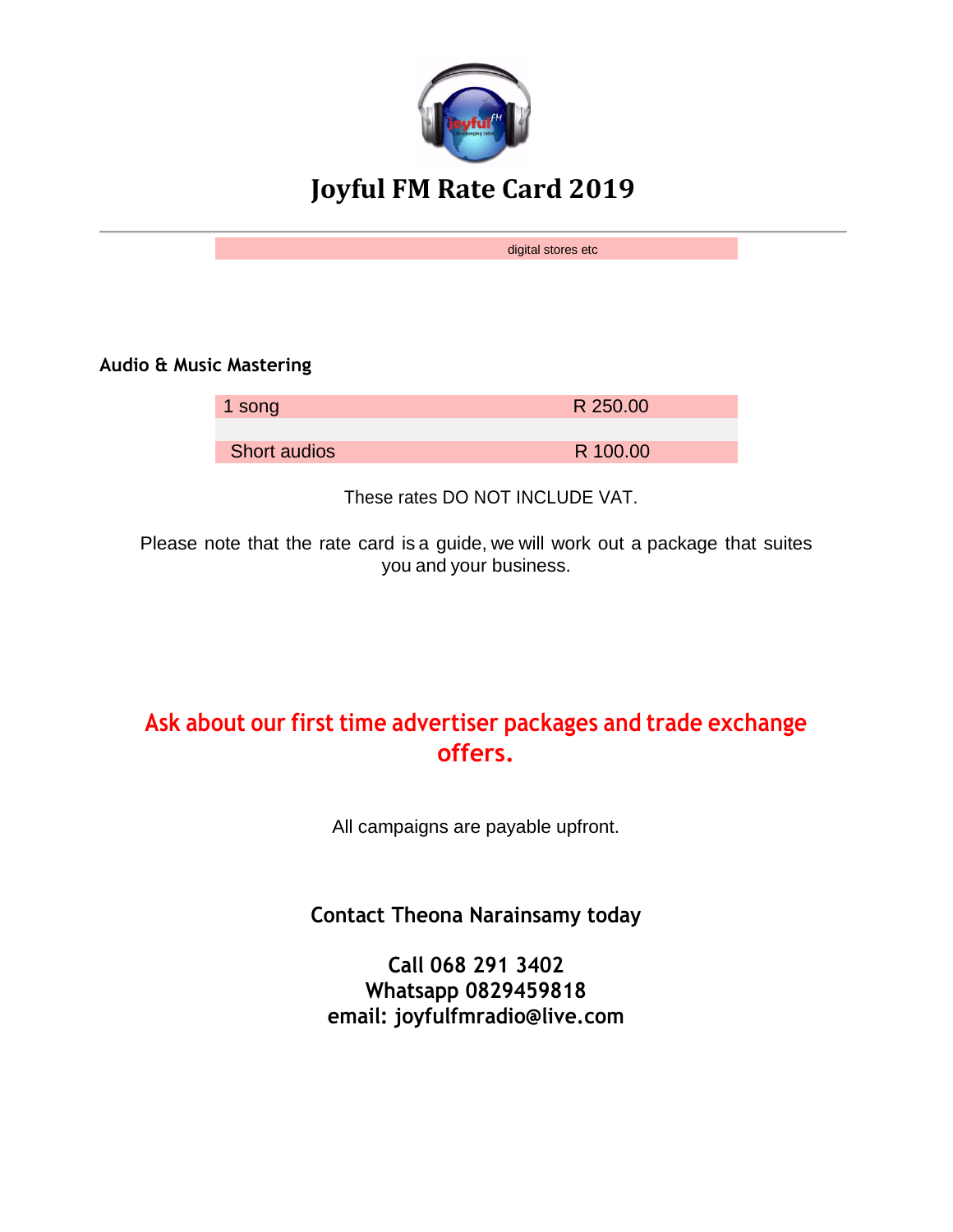# Joyful FM Rate Card 2019

---

| | |
|---|---|
| | digital stores etc |

**Audio & Music Mastering**

| | |
|---|---|
| 1 song | R 250.00 |
| | |
| Short audios | R 100.00 |

These rates DO NOT INCLUDE VAT.

Please note that the rate card is a guide, we will work out a package that suites you and your business.

**Ask about our first time advertiser packages and trade exchange offers.**

All campaigns are payable upfront.

**Contact Theona Narainsamy today**

**Call 068 291 3402**
**Whatsapp 0829459818**
**email: joyfulfmradio@live.com**